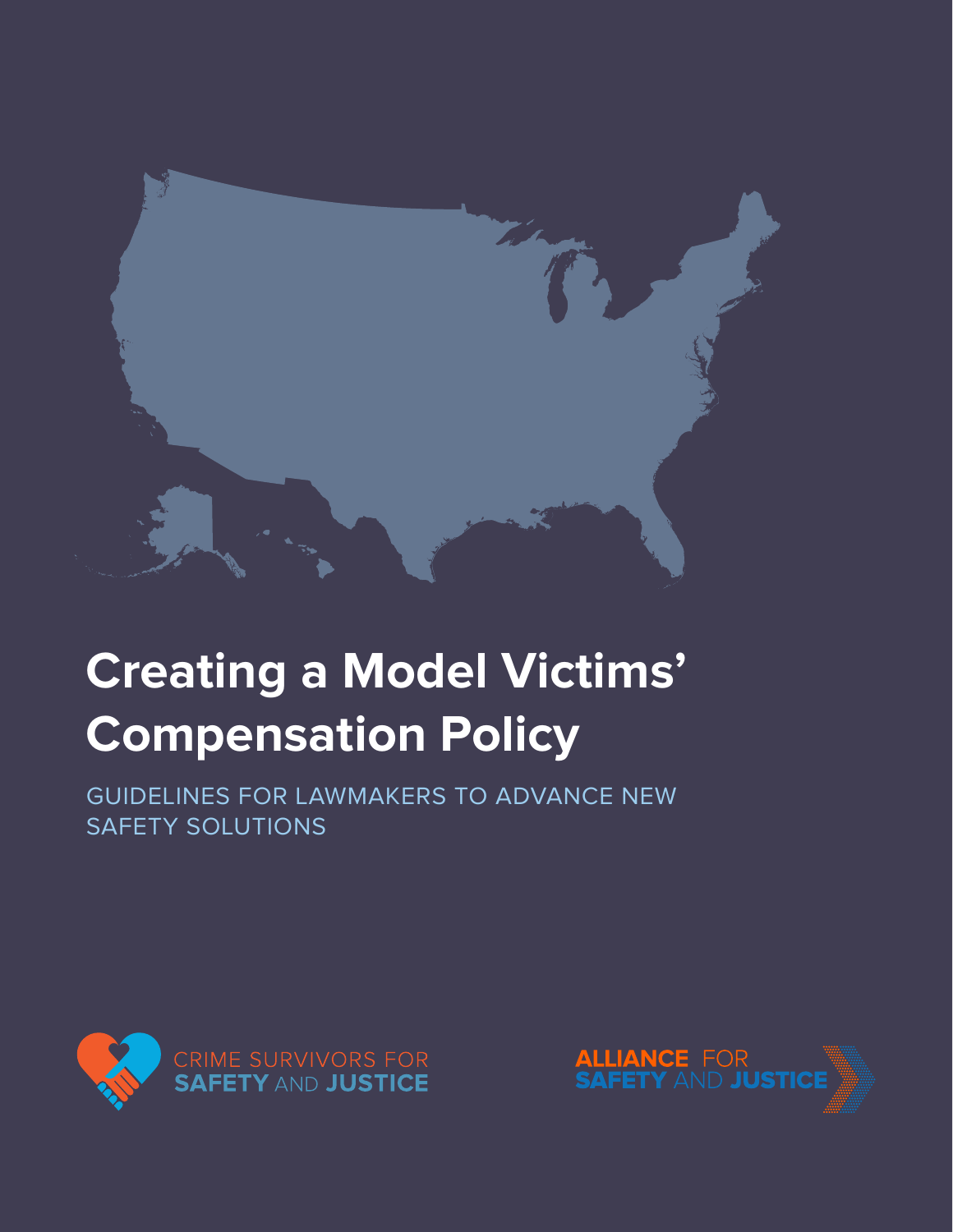# Creating a Model Victims' Compensation Policy

GUIDELINES FOR LAWMAKERS TO ADVANCE NEW SAFETY SOLUTIONS

CRIME SURVIVORS FOR SAFETY AND JUSTICE

ALLIANCE FOR SAFETY AND JUSTICE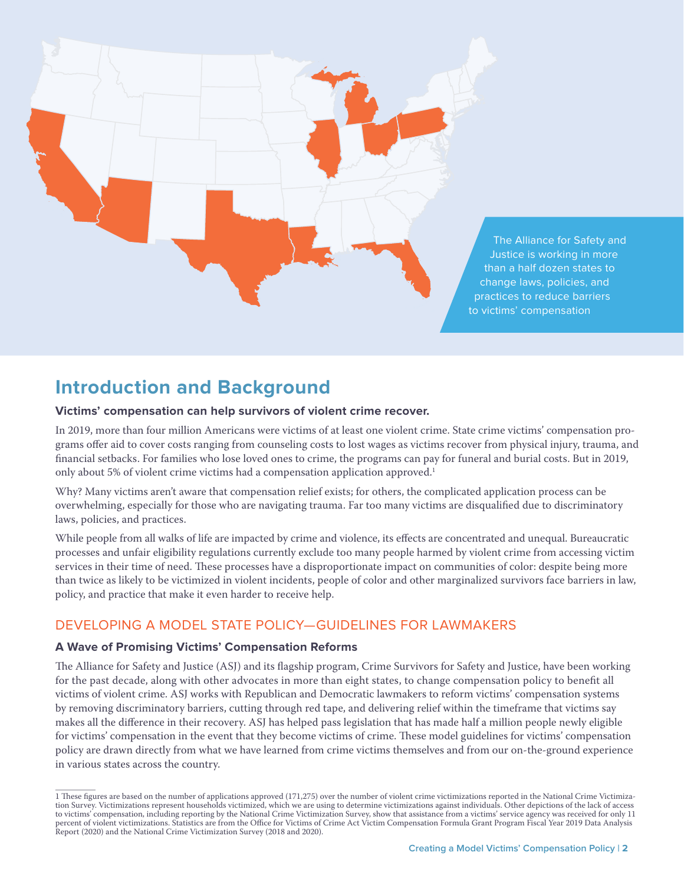The Alliance for Safety and Justice is working in more than a half dozen states to change laws, policies, and practices to reduce barriers to victims' compensation

# Introduction and Background

**Victims' compensation can help survivors of violent crime recover.**

In 2019, more than four million Americans were victims of at least one violent crime. State crime victims' compensation programs offer aid to cover costs ranging from counseling costs to lost wages as victims recover from physical injury, trauma, and financial setbacks. For families who lose loved ones to crime, the programs can pay for funeral and burial costs. But in 2019, only about 5% of violent crime victims had a compensation application approved.[1]

Why? Many victims aren't aware that compensation relief exists; for others, the complicated application process can be overwhelming, especially for those who are navigating trauma. Far too many victims are disqualified due to discriminatory laws, policies, and practices.

While people from all walks of life are impacted by crime and violence, its effects are concentrated and unequal. Bureaucratic processes and unfair eligibility regulations currently exclude too many people harmed by violent crime from accessing victim services in their time of need. These processes have a disproportionate impact on communities of color: despite being more than twice as likely to be victimized in violent incidents, people of color and other marginalized survivors face barriers in law, policy, and practice that make it even harder to receive help.

## DEVELOPING A MODEL STATE POLICY—GUIDELINES FOR LAWMAKERS

**A Wave of Promising Victims' Compensation Reforms**

The Alliance for Safety and Justice (ASJ) and its flagship program, Crime Survivors for Safety and Justice, have been working for the past decade, along with other advocates in more than eight states, to change compensation policy to benefit all victims of violent crime. ASJ works with Republican and Democratic lawmakers to reform victims' compensation systems by removing discriminatory barriers, cutting through red tape, and delivering relief within the timeframe that victims say makes all the difference in their recovery. ASJ has helped pass legislation that has made half a million people newly eligible for victims' compensation in the event that they become victims of crime. These model guidelines for victims' compensation policy are drawn directly from what we have learned from crime victims themselves and from our on-the-ground experience in various states across the country.

---

1 These figures are based on the number of applications approved (171,275) over the number of violent crime victimizations reported in the National Crime Victimization Survey. Victimizations represent households victimized, which we are using to determine victimizations against individuals. Other depictions of the lack of access to victims' compensation, including reporting by the National Crime Victimization Survey, show that assistance from a victims' service agency was received for only 11 percent of violent victimizations. Statistics are from the Office for Victims of Crime Act Victim Compensation Formula Grant Program Fiscal Year 2019 Data Analysis Report (2020) and the National Crime Victimization Survey (2018 and 2020).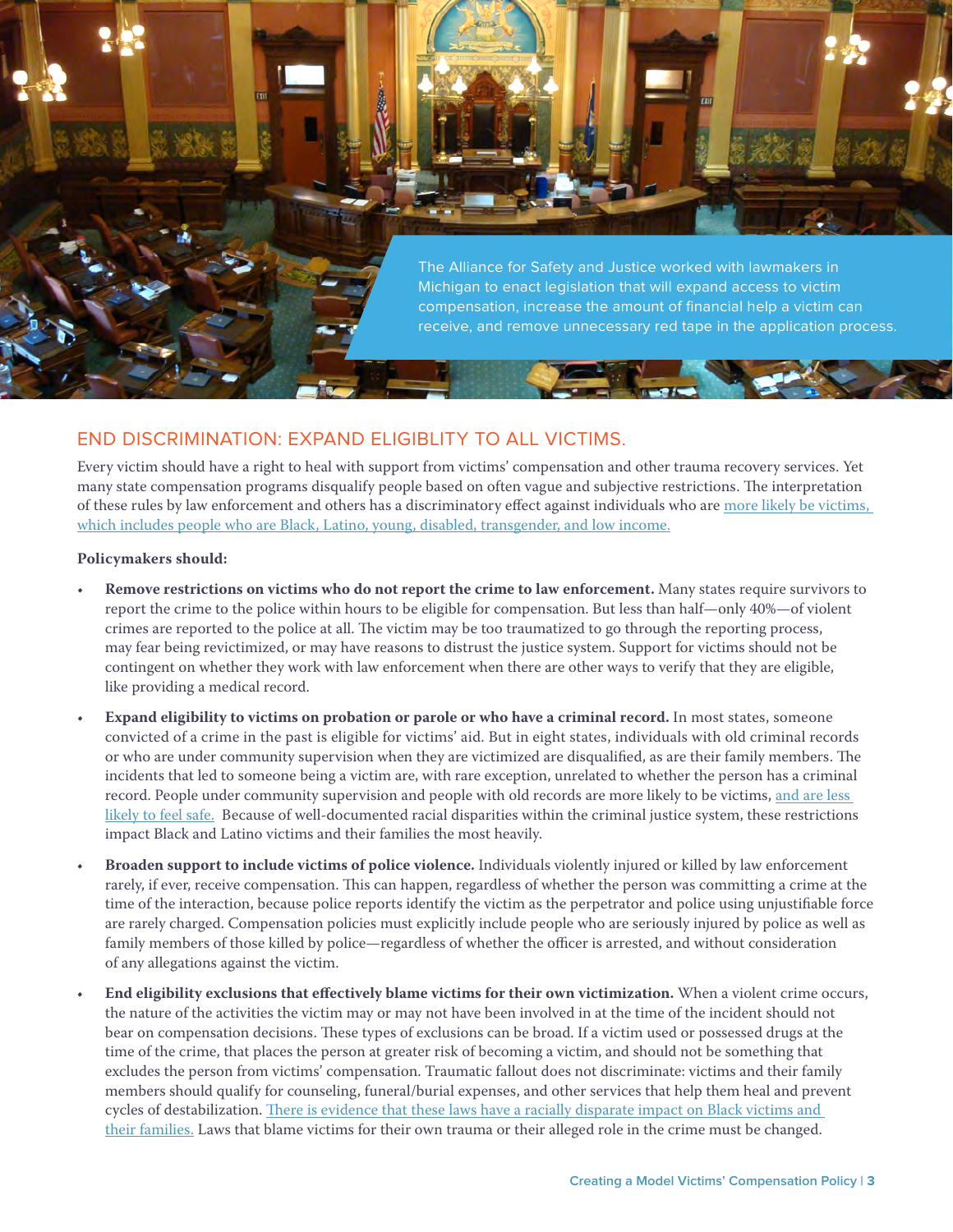The Alliance for Safety and Justice worked with lawmakers in Michigan to enact legislation that will expand access to victim compensation, increase the amount of financial help a victim can receive, and remove unnecessary red tape in the application process.

## END DISCRIMINATION: EXPAND ELIGBLITY TO ALL VICTIMS.

Every victim should have a right to heal with support from victims' compensation and other trauma recovery services. Yet many state compensation programs disqualify people based on often vague and subjective restrictions. The interpretation of these rules by law enforcement and others has a discriminatory effect against individuals who are more likely be victims, which includes people who are Black, Latino, young, disabled, transgender, and low income.

**Policymakers should:**

- **Remove restrictions on victims who do not report the crime to law enforcement.** Many states require survivors to report the crime to the police within hours to be eligible for compensation. But less than half—only 40%—of violent crimes are reported to the police at all. The victim may be too traumatized to go through the reporting process, may fear being revictimized, or may have reasons to distrust the justice system. Support for victims should not be contingent on whether they work with law enforcement when there are other ways to verify that they are eligible, like providing a medical record.

- **Expand eligibility to victims on probation or parole or who have a criminal record.** In most states, someone convicted of a crime in the past is eligible for victims' aid. But in eight states, individuals with old criminal records or who are under community supervision when they are victimized are disqualified, as are their family members. The incidents that led to someone being a victim are, with rare exception, unrelated to whether the person has a criminal record. People under community supervision and people with old records are more likely to be victims, and are less likely to feel safe. Because of well-documented racial disparities within the criminal justice system, these restrictions impact Black and Latino victims and their families the most heavily.

- **Broaden support to include victims of police violence.** Individuals violently injured or killed by law enforcement rarely, if ever, receive compensation. This can happen, regardless of whether the person was committing a crime at the time of the interaction, because police reports identify the victim as the perpetrator and police using unjustifiable force are rarely charged. Compensation policies must explicitly include people who are seriously injured by police as well as family members of those killed by police—regardless of whether the officer is arrested, and without consideration of any allegations against the victim.

- **End eligibility exclusions that effectively blame victims for their own victimization.** When a violent crime occurs, the nature of the activities the victim may or may not have been involved in at the time of the incident should not bear on compensation decisions. These types of exclusions can be broad. If a victim used or possessed drugs at the time of the crime, that places the person at greater risk of becoming a victim, and should not be something that excludes the person from victims' compensation. Traumatic fallout does not discriminate: victims and their family members should qualify for counseling, funeral/burial expenses, and other services that help them heal and prevent cycles of destabilization. There is evidence that these laws have a racially disparate impact on Black victims and their families. Laws that blame victims for their own trauma or their alleged role in the crime must be changed.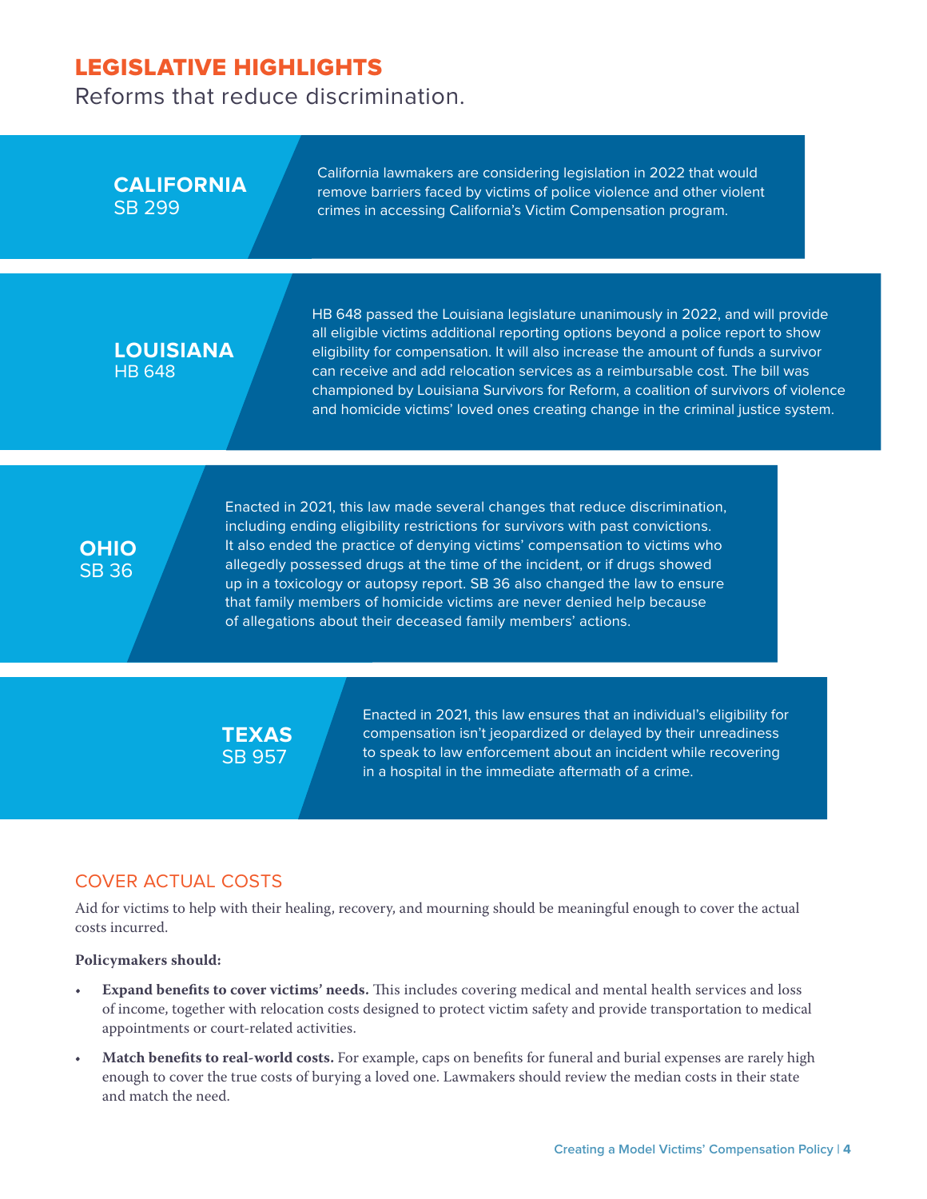## LEGISLATIVE HIGHLIGHTS

Reforms that reduce discrimination.

**CALIFORNIA**
SB 299

California lawmakers are considering legislation in 2022 that would remove barriers faced by victims of police violence and other violent crimes in accessing California's Victim Compensation program.

**LOUISIANA**
HB 648

HB 648 passed the Louisiana legislature unanimously in 2022, and will provide all eligible victims additional reporting options beyond a police report to show eligibility for compensation. It will also increase the amount of funds a survivor can receive and add relocation services as a reimbursable cost. The bill was championed by Louisiana Survivors for Reform, a coalition of survivors of violence and homicide victims' loved ones creating change in the criminal justice system.

**OHIO**
SB 36

Enacted in 2021, this law made several changes that reduce discrimination, including ending eligibility restrictions for survivors with past convictions. It also ended the practice of denying victims' compensation to victims who allegedly possessed drugs at the time of the incident, or if drugs showed up in a toxicology or autopsy report. SB 36 also changed the law to ensure that family members of homicide victims are never denied help because of allegations about their deceased family members' actions.

**TEXAS**
SB 957

Enacted in 2021, this law ensures that an individual's eligibility for compensation isn't jeopardized or delayed by their unreadiness to speak to law enforcement about an incident while recovering in a hospital in the immediate aftermath of a crime.

### COVER ACTUAL COSTS

Aid for victims to help with their healing, recovery, and mourning should be meaningful enough to cover the actual costs incurred.

**Policymakers should:**

- **Expand benefits to cover victims' needs.** This includes covering medical and mental health services and loss of income, together with relocation costs designed to protect victim safety and provide transportation to medical appointments or court-related activities.
- **Match benefits to real-world costs.** For example, caps on benefits for funeral and burial expenses are rarely high enough to cover the true costs of burying a loved one. Lawmakers should review the median costs in their state and match the need.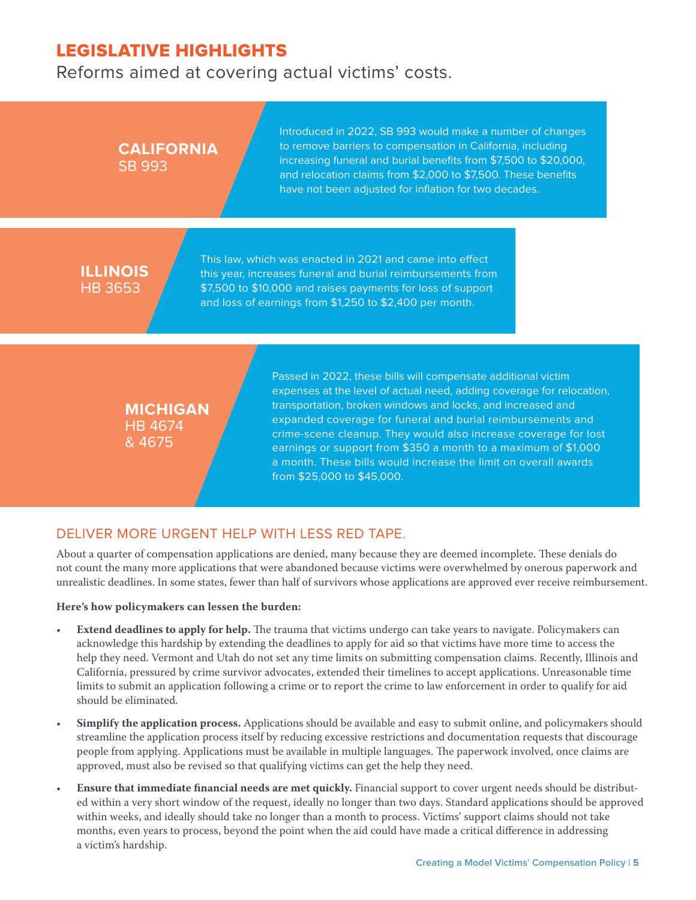## LEGISLATIVE HIGHLIGHTS

Reforms aimed at covering actual victims' costs.

**CALIFORNIA**
SB 993

Introduced in 2022, SB 993 would make a number of changes to remove barriers to compensation in California, including increasing funeral and burial benefits from $7,500 to $20,000, and relocation claims from $2,000 to $7,500. These benefits have not been adjusted for inflation for two decades.

**ILLINOIS**
HB 3653

This law, which was enacted in 2021 and came into effect this year, increases funeral and burial reimbursements from $7,500 to $10,000 and raises payments for loss of support and loss of earnings from $1,250 to $2,400 per month.

**MICHIGAN**
HB 4674 & 4675

Passed in 2022, these bills will compensate additional victim expenses at the level of actual need, adding coverage for relocation, transportation, broken windows and locks, and increased and expanded coverage for funeral and burial reimbursements and crime-scene cleanup. They would also increase coverage for lost earnings or support from $350 a month to a maximum of $1,000 a month. These bills would increase the limit on overall awards from $25,000 to $45,000.

### DELIVER MORE URGENT HELP WITH LESS RED TAPE.

About a quarter of compensation applications are denied, many because they are deemed incomplete. These denials do not count the many more applications that were abandoned because victims were overwhelmed by onerous paperwork and unrealistic deadlines. In some states, fewer than half of survivors whose applications are approved ever receive reimbursement.

**Here's how policymakers can lessen the burden:**

- **Extend deadlines to apply for help.** The trauma that victims undergo can take years to navigate. Policymakers can acknowledge this hardship by extending the deadlines to apply for aid so that victims have more time to access the help they need. Vermont and Utah do not set any time limits on submitting compensation claims. Recently, Illinois and California, pressured by crime survivor advocates, extended their timelines to accept applications. Unreasonable time limits to submit an application following a crime or to report the crime to law enforcement in order to qualify for aid should be eliminated.
- **Simplify the application process.** Applications should be available and easy to submit online, and policymakers should streamline the application process itself by reducing excessive restrictions and documentation requests that discourage people from applying. Applications must be available in multiple languages. The paperwork involved, once claims are approved, must also be revised so that qualifying victims can get the help they need.
- **Ensure that immediate financial needs are met quickly.** Financial support to cover urgent needs should be distributed within a very short window of the request, ideally no longer than two days. Standard applications should be approved within weeks, and ideally should take no longer than a month to process. Victims' support claims should not take months, even years to process, beyond the point when the aid could have made a critical difference in addressing a victim's hardship.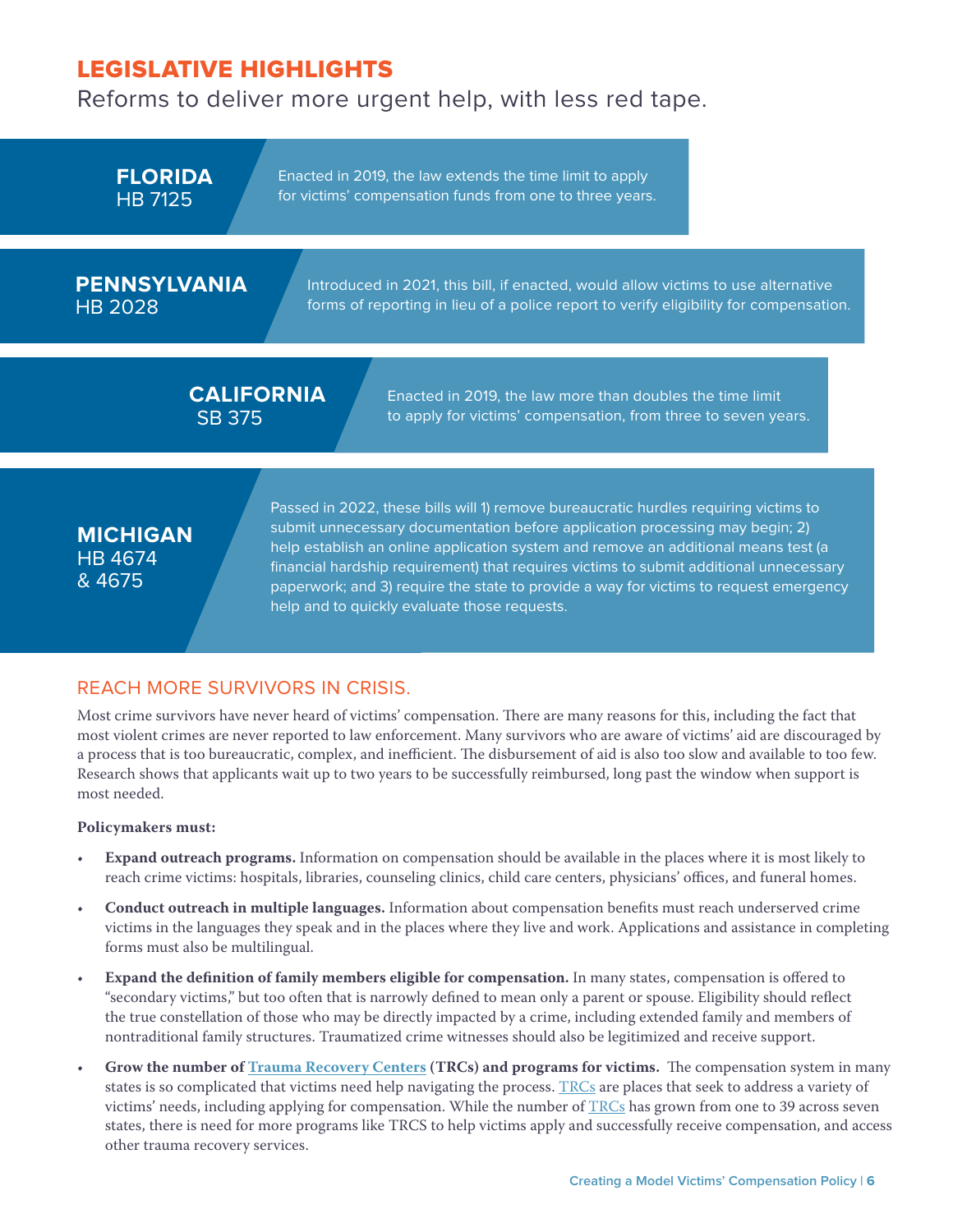## LEGISLATIVE HIGHLIGHTS

Reforms to deliver more urgent help, with less red tape.

**FLORIDA**
HB 7125

Enacted in 2019, the law extends the time limit to apply for victims' compensation funds from one to three years.

**PENNSYLVANIA**
HB 2028

Introduced in 2021, this bill, if enacted, would allow victims to use alternative forms of reporting in lieu of a police report to verify eligibility for compensation.

**CALIFORNIA**
SB 375

Enacted in 2019, the law more than doubles the time limit to apply for victims' compensation, from three to seven years.

**MICHIGAN**
HB 4674 & 4675

Passed in 2022, these bills will 1) remove bureaucratic hurdles requiring victims to submit unnecessary documentation before application processing may begin; 2) help establish an online application system and remove an additional means test (a financial hardship requirement) that requires victims to submit additional unnecessary paperwork; and 3) require the state to provide a way for victims to request emergency help and to quickly evaluate those requests.

### REACH MORE SURVIVORS IN CRISIS.

Most crime survivors have never heard of victims' compensation. There are many reasons for this, including the fact that most violent crimes are never reported to law enforcement. Many survivors who are aware of victims' aid are discouraged by a process that is too bureaucratic, complex, and inefficient. The disbursement of aid is also too slow and available to too few. Research shows that applicants wait up to two years to be successfully reimbursed, long past the window when support is most needed.

**Policymakers must:**

- **Expand outreach programs.** Information on compensation should be available in the places where it is most likely to reach crime victims: hospitals, libraries, counseling clinics, child care centers, physicians' offices, and funeral homes.
- **Conduct outreach in multiple languages.** Information about compensation benefits must reach underserved crime victims in the languages they speak and in the places where they live and work. Applications and assistance in completing forms must also be multilingual.
- **Expand the definition of family members eligible for compensation.** In many states, compensation is offered to "secondary victims," but too often that is narrowly defined to mean only a parent or spouse. Eligibility should reflect the true constellation of those who may be directly impacted by a crime, including extended family and members of nontraditional family structures. Traumatized crime witnesses should also be legitimized and receive support.
- **Grow the number of Trauma Recovery Centers (TRCs) and programs for victims.** The compensation system in many states is so complicated that victims need help navigating the process. TRCs are places that seek to address a variety of victims' needs, including applying for compensation. While the number of TRCs has grown from one to 39 across seven states, there is need for more programs like TRCS to help victims apply and successfully receive compensation, and access other trauma recovery services.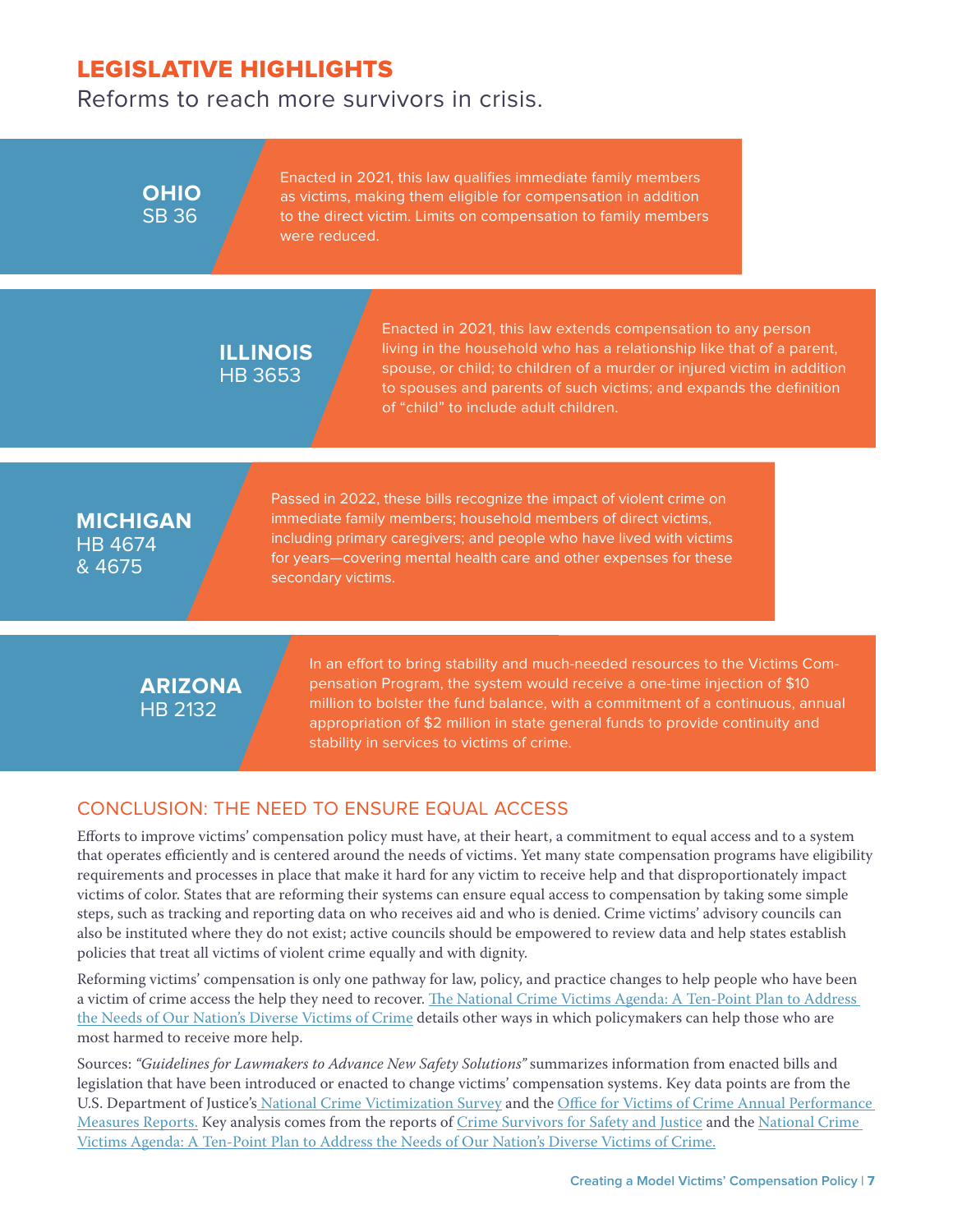## LEGISLATIVE HIGHLIGHTS

Reforms to reach more survivors in crisis.

**OHIO**
SB 36

Enacted in 2021, this law qualifies immediate family members as victims, making them eligible for compensation in addition to the direct victim. Limits on compensation to family members were reduced.

**ILLINOIS**
HB 3653

Enacted in 2021, this law extends compensation to any person living in the household who has a relationship like that of a parent, spouse, or child; to children of a murder or injured victim in addition to spouses and parents of such victims; and expands the definition of "child" to include adult children.

**MICHIGAN**
HB 4674 & 4675

Passed in 2022, these bills recognize the impact of violent crime on immediate family members; household members of direct victims, including primary caregivers; and people who have lived with victims for years—covering mental health care and other expenses for these secondary victims.

**ARIZONA**
HB 2132

In an effort to bring stability and much-needed resources to the Victims Compensation Program, the system would receive a one-time injection of $10 million to bolster the fund balance, with a commitment of a continuous, annual appropriation of $2 million in state general funds to provide continuity and stability in services to victims of crime.

## CONCLUSION: THE NEED TO ENSURE EQUAL ACCESS

Efforts to improve victims' compensation policy must have, at their heart, a commitment to equal access and to a system that operates efficiently and is centered around the needs of victims. Yet many state compensation programs have eligibility requirements and processes in place that make it hard for any victim to receive help and that disproportionately impact victims of color. States that are reforming their systems can ensure equal access to compensation by taking some simple steps, such as tracking and reporting data on who receives aid and who is denied. Crime victims' advisory councils can also be instituted where they do not exist; active councils should be empowered to review data and help states establish policies that treat all victims of violent crime equally and with dignity.

Reforming victims' compensation is only one pathway for law, policy, and practice changes to help people who have been a victim of crime access the help they need to recover. The National Crime Victims Agenda: A Ten-Point Plan to Address the Needs of Our Nation's Diverse Victims of Crime details other ways in which policymakers can help those who are most harmed to receive more help.

Sources: *"Guidelines for Lawmakers to Advance New Safety Solutions"* summarizes information from enacted bills and legislation that have been introduced or enacted to change victims' compensation systems. Key data points are from the U.S. Department of Justice's National Crime Victimization Survey and the Office for Victims of Crime Annual Performance Measures Reports. Key analysis comes from the reports of Crime Survivors for Safety and Justice and the National Crime Victims Agenda: A Ten-Point Plan to Address the Needs of Our Nation's Diverse Victims of Crime.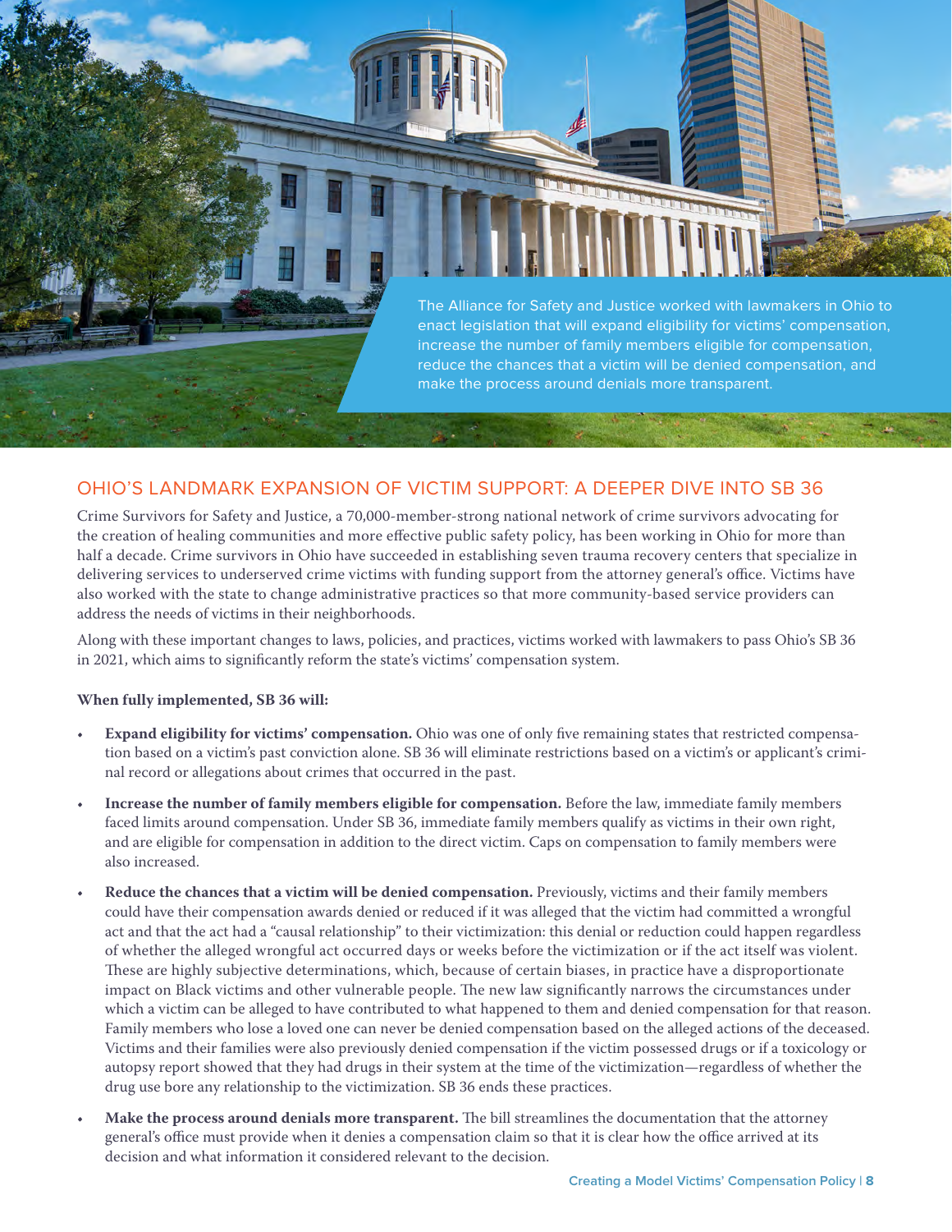The Alliance for Safety and Justice worked with lawmakers in Ohio to enact legislation that will expand eligibility for victims' compensation, increase the number of family members eligible for compensation, reduce the chances that a victim will be denied compensation, and make the process around denials more transparent.

## OHIO'S LANDMARK EXPANSION OF VICTIM SUPPORT: A DEEPER DIVE INTO SB 36

Crime Survivors for Safety and Justice, a 70,000-member-strong national network of crime survivors advocating for the creation of healing communities and more effective public safety policy, has been working in Ohio for more than half a decade. Crime survivors in Ohio have succeeded in establishing seven trauma recovery centers that specialize in delivering services to underserved crime victims with funding support from the attorney general's office. Victims have also worked with the state to change administrative practices so that more community-based service providers can address the needs of victims in their neighborhoods.

Along with these important changes to laws, policies, and practices, victims worked with lawmakers to pass Ohio's SB 36 in 2021, which aims to significantly reform the state's victims' compensation system.

**When fully implemented, SB 36 will:**

- **Expand eligibility for victims' compensation.** Ohio was one of only five remaining states that restricted compensation based on a victim's past conviction alone. SB 36 will eliminate restrictions based on a victim's or applicant's criminal record or allegations about crimes that occurred in the past.
- **Increase the number of family members eligible for compensation.** Before the law, immediate family members faced limits around compensation. Under SB 36, immediate family members qualify as victims in their own right, and are eligible for compensation in addition to the direct victim. Caps on compensation to family members were also increased.
- **Reduce the chances that a victim will be denied compensation.** Previously, victims and their family members could have their compensation awards denied or reduced if it was alleged that the victim had committed a wrongful act and that the act had a "causal relationship" to their victimization: this denial or reduction could happen regardless of whether the alleged wrongful act occurred days or weeks before the victimization or if the act itself was violent. These are highly subjective determinations, which, because of certain biases, in practice have a disproportionate impact on Black victims and other vulnerable people. The new law significantly narrows the circumstances under which a victim can be alleged to have contributed to what happened to them and denied compensation for that reason. Family members who lose a loved one can never be denied compensation based on the alleged actions of the deceased. Victims and their families were also previously denied compensation if the victim possessed drugs or if a toxicology or autopsy report showed that they had drugs in their system at the time of the victimization—regardless of whether the drug use bore any relationship to the victimization. SB 36 ends these practices.
- **Make the process around denials more transparent.** The bill streamlines the documentation that the attorney general's office must provide when it denies a compensation claim so that it is clear how the office arrived at its decision and what information it considered relevant to the decision.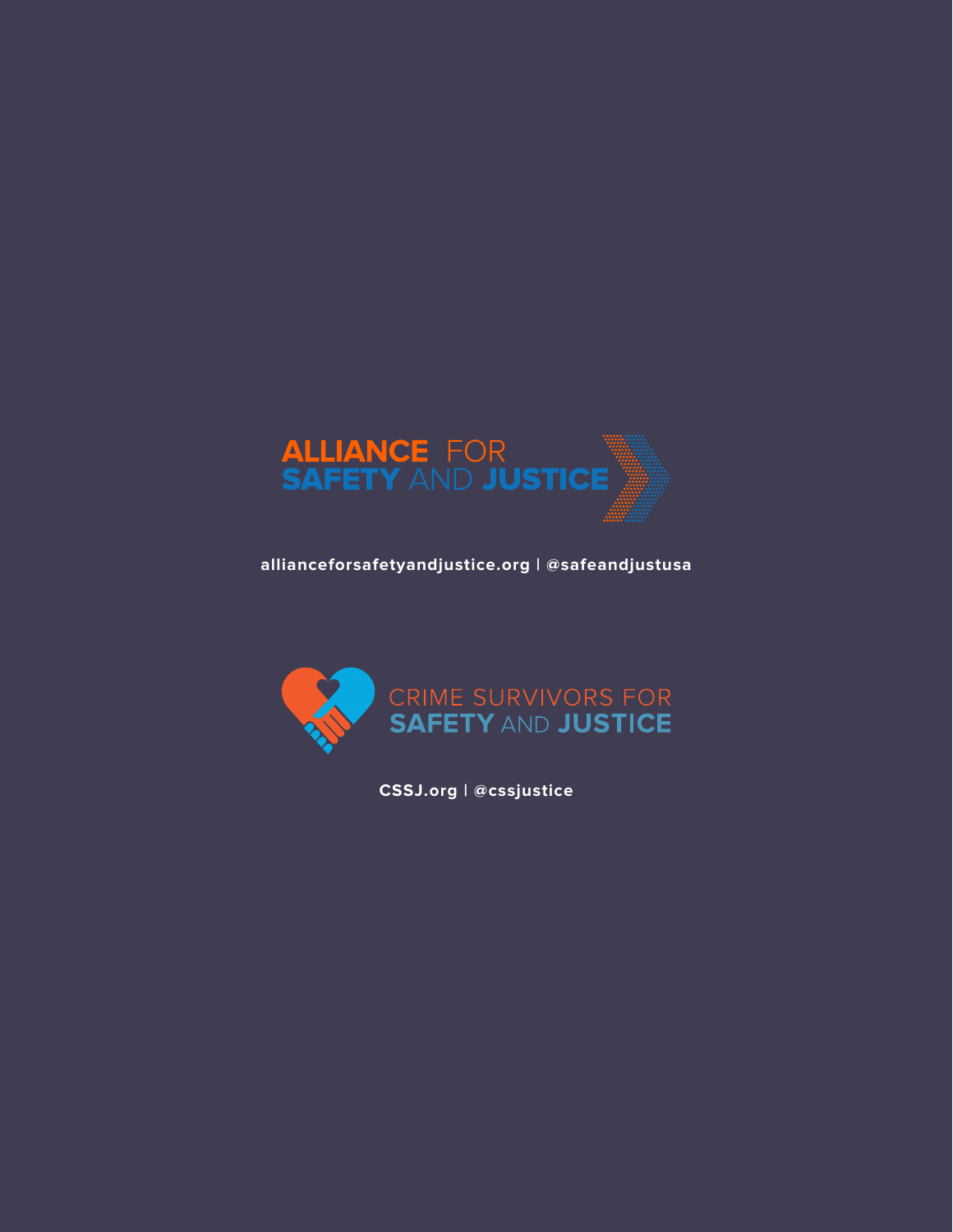ALLIANCE FOR SAFETY AND JUSTICE

**allianceforsafetyandjustice.org | @safeandjustusa**

CRIME SURVIVORS FOR SAFETY AND JUSTICE

**CSSJ.org | @cssjustice**